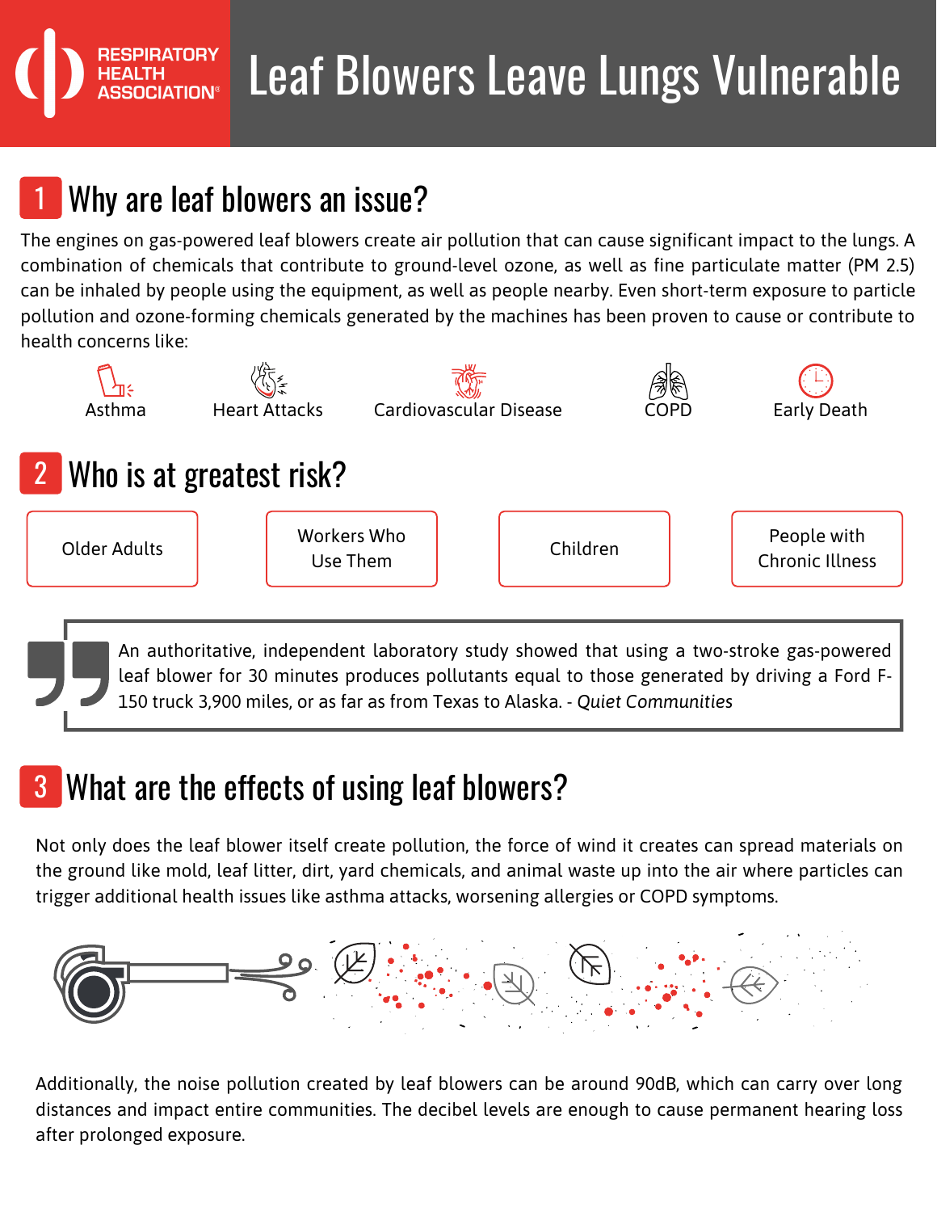RESPIRATORY HEALTH ASSOCIATION®

# Leaf Blowers Leave Lungs Vulnerable

## 1 Why are leaf blowers an issue?

The engines on gas-powered leaf blowers create air pollution that can cause significant impact to the lungs. A combination of chemicals that contribute to ground-level ozone, as well as fine particulate matter (PM 2.5) can be inhaled by people using the equipment, as well as people nearby. Even short-term exposure to particle pollution and ozone-forming chemicals generated by the machines has been proven to cause or contribute to health concerns like:

- Asthma
- Heart Attacks
- Cardiovascular Disease
- COPD
- Early Death

## 2 Who is at greatest risk?

- Older Adults
- Workers Who Use Them
- Children
- People with Chronic Illness

> An authoritative, independent laboratory study showed that using a two-stroke gas-powered leaf blower for 30 minutes produces pollutants equal to those generated by driving a Ford F-150 truck 3,900 miles, or as far as from Texas to Alaska. - *Quiet Communities*

## 3 What are the effects of using leaf blowers?

Not only does the leaf blower itself create pollution, the force of wind it creates can spread materials on the ground like mold, leaf litter, dirt, yard chemicals, and animal waste up into the air where particles can trigger additional health issues like asthma attacks, worsening allergies or COPD symptoms.

Additionally, the noise pollution created by leaf blowers can be around 90dB, which can carry over long distances and impact entire communities. The decibel levels are enough to cause permanent hearing loss after prolonged exposure.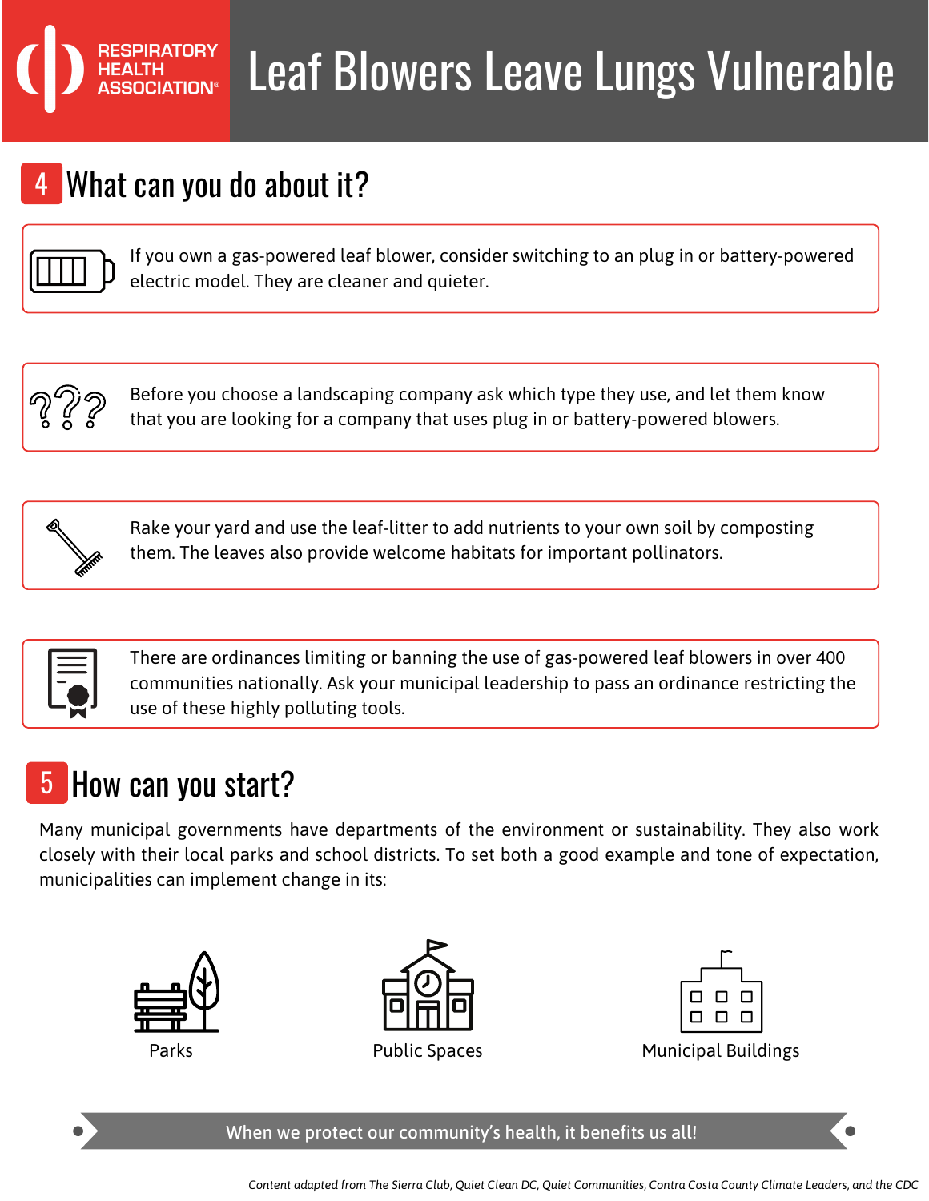RESPIRATORY HEALTH ASSOCIATION®

# Leaf Blowers Leave Lungs Vulnerable

## 4 What can you do about it?

If you own a gas-powered leaf blower, consider switching to an plug in or battery-powered electric model. They are cleaner and quieter.

Before you choose a landscaping company ask which type they use, and let them know that you are looking for a company that uses plug in or battery-powered blowers.

Rake your yard and use the leaf-litter to add nutrients to your own soil by composting them. The leaves also provide welcome habitats for important pollinators.

There are ordinances limiting or banning the use of gas-powered leaf blowers in over 400 communities nationally. Ask your municipal leadership to pass an ordinance restricting the use of these highly polluting tools.

## 5 How can you start?

Many municipal governments have departments of the environment or sustainability. They also work closely with their local parks and school districts. To set both a good example and tone of expectation, municipalities can implement change in its:

Parks

Public Spaces

Municipal Buildings

When we protect our community's health, it benefits us all!

*Content adapted from The Sierra Club, Quiet Clean DC, Quiet Communities, Contra Costa County Climate Leaders, and the CDC*